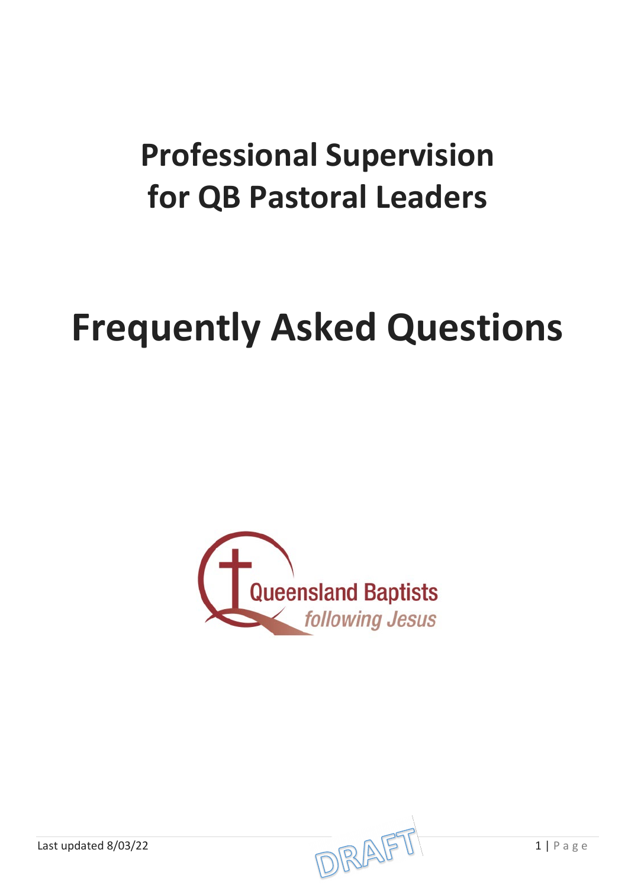# Professional Supervision for QB Pastoral Leaders

# Frequently Asked Questions

Queensland Baptists

*following Jesus*

Last updated 8/03/22

DRAFT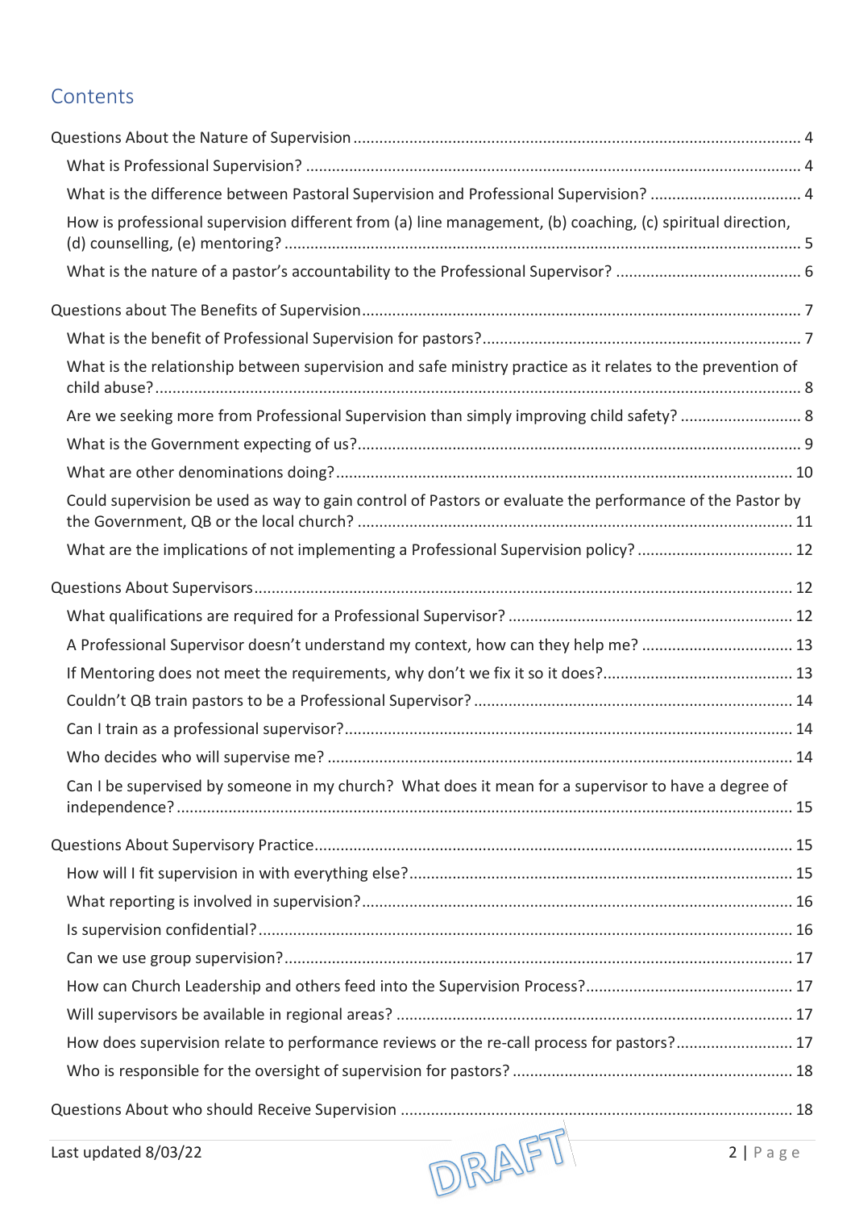# Contents

- Questions About the Nature of Supervision ..... 4
  - What is Professional Supervision? ..... 4
  - What is the difference between Pastoral Supervision and Professional Supervision? ..... 4
  - How is professional supervision different from (a) line management, (b) coaching, (c) spiritual direction, (d) counselling, (e) mentoring? ..... 5
  - What is the nature of a pastor's accountability to the Professional Supervisor? ..... 6
- Questions about The Benefits of Supervision ..... 7
  - What is the benefit of Professional Supervision for pastors? ..... 7
  - What is the relationship between supervision and safe ministry practice as it relates to the prevention of child abuse? ..... 8
  - Are we seeking more from Professional Supervision than simply improving child safety? ..... 8
  - What is the Government expecting of us? ..... 9
  - What are other denominations doing? ..... 10
  - Could supervision be used as way to gain control of Pastors or evaluate the performance of the Pastor by the Government, QB or the local church? ..... 11
  - What are the implications of not implementing a Professional Supervision policy? ..... 12
- Questions About Supervisors ..... 12
  - What qualifications are required for a Professional Supervisor? ..... 12
  - A Professional Supervisor doesn't understand my context, how can they help me? ..... 13
  - If Mentoring does not meet the requirements, why don't we fix it so it does? ..... 13
  - Couldn't QB train pastors to be a Professional Supervisor? ..... 14
  - Can I train as a professional supervisor? ..... 14
  - Who decides who will supervise me? ..... 14
  - Can I be supervised by someone in my church? What does it mean for a supervisor to have a degree of independence? ..... 15
- Questions About Supervisory Practice ..... 15
  - How will I fit supervision in with everything else? ..... 15
  - What reporting is involved in supervision? ..... 16
  - Is supervision confidential? ..... 16
  - Can we use group supervision? ..... 17
  - How can Church Leadership and others feed into the Supervision Process? ..... 17
  - Will supervisors be available in regional areas? ..... 17
  - How does supervision relate to performance reviews or the re-call process for pastors? ..... 17
  - Who is responsible for the oversight of supervision for pastors? ..... 18
- Questions About who should Receive Supervision ..... 18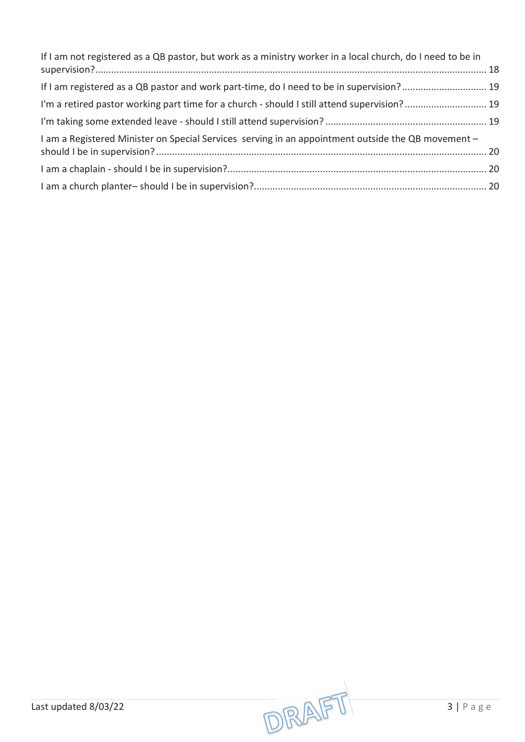If I am not registered as a QB pastor, but work as a ministry worker in a local church, do I need to be in supervision? 18

If I am registered as a QB pastor and work part-time, do I need to be in supervision? 19

I'm a retired pastor working part time for a church - should I still attend supervision? 19

I'm taking some extended leave - should I still attend supervision? 19

I am a Registered Minister on Special Services serving in an appointment outside the QB movement – should I be in supervision? 20

I am a chaplain - should I be in supervision? 20

I am a church planter– should I be in supervision? 20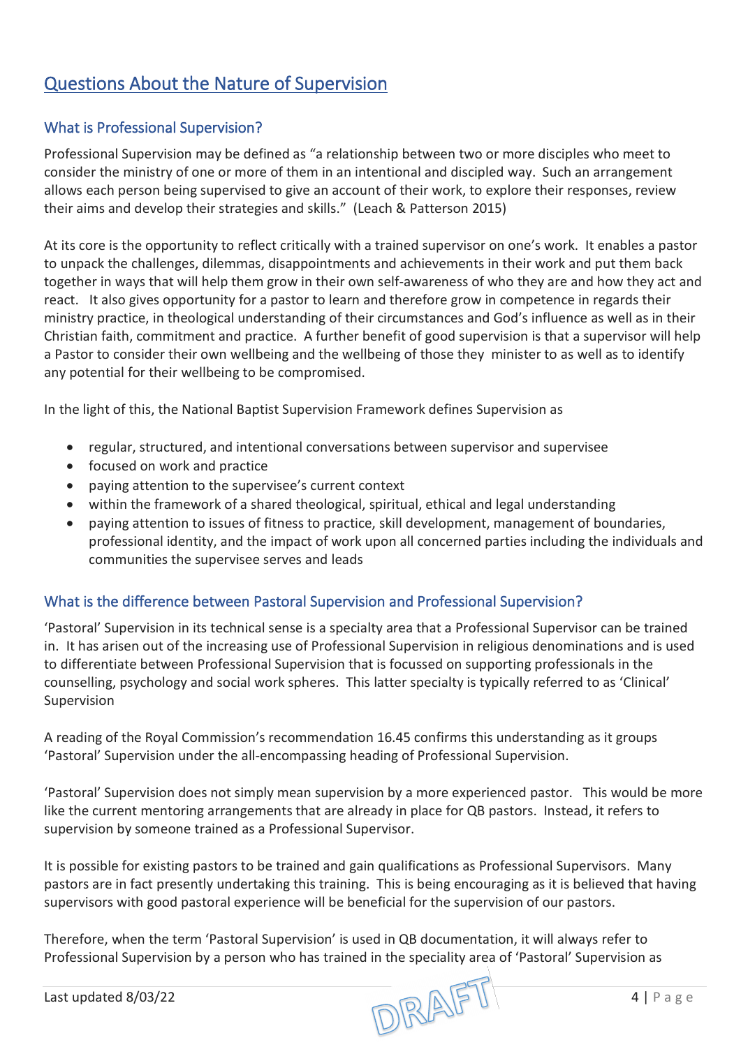## Questions About the Nature of Supervision

### What is Professional Supervision?

Professional Supervision may be defined as "a relationship between two or more disciples who meet to consider the ministry of one or more of them in an intentional and discipled way. Such an arrangement allows each person being supervised to give an account of their work, to explore their responses, review their aims and develop their strategies and skills." (Leach & Patterson 2015)

At its core is the opportunity to reflect critically with a trained supervisor on one's work. It enables a pastor to unpack the challenges, dilemmas, disappointments and achievements in their work and put them back together in ways that will help them grow in their own self-awareness of who they are and how they act and react. It also gives opportunity for a pastor to learn and therefore grow in competence in regards their ministry practice, in theological understanding of their circumstances and God's influence as well as in their Christian faith, commitment and practice. A further benefit of good supervision is that a supervisor will help a Pastor to consider their own wellbeing and the wellbeing of those they minister to as well as to identify any potential for their wellbeing to be compromised.

In the light of this, the National Baptist Supervision Framework defines Supervision as

- regular, structured, and intentional conversations between supervisor and supervisee
- focused on work and practice
- paying attention to the supervisee's current context
- within the framework of a shared theological, spiritual, ethical and legal understanding
- paying attention to issues of fitness to practice, skill development, management of boundaries, professional identity, and the impact of work upon all concerned parties including the individuals and communities the supervisee serves and leads

### What is the difference between Pastoral Supervision and Professional Supervision?

'Pastoral' Supervision in its technical sense is a specialty area that a Professional Supervisor can be trained in. It has arisen out of the increasing use of Professional Supervision in religious denominations and is used to differentiate between Professional Supervision that is focussed on supporting professionals in the counselling, psychology and social work spheres. This latter specialty is typically referred to as 'Clinical' Supervision

A reading of the Royal Commission's recommendation 16.45 confirms this understanding as it groups 'Pastoral' Supervision under the all-encompassing heading of Professional Supervision.

'Pastoral' Supervision does not simply mean supervision by a more experienced pastor. This would be more like the current mentoring arrangements that are already in place for QB pastors. Instead, it refers to supervision by someone trained as a Professional Supervisor.

It is possible for existing pastors to be trained and gain qualifications as Professional Supervisors. Many pastors are in fact presently undertaking this training. This is being encouraging as it is believed that having supervisors with good pastoral experience will be beneficial for the supervision of our pastors.

Therefore, when the term 'Pastoral Supervision' is used in QB documentation, it will always refer to Professional Supervision by a person who has trained in the speciality area of 'Pastoral' Supervision as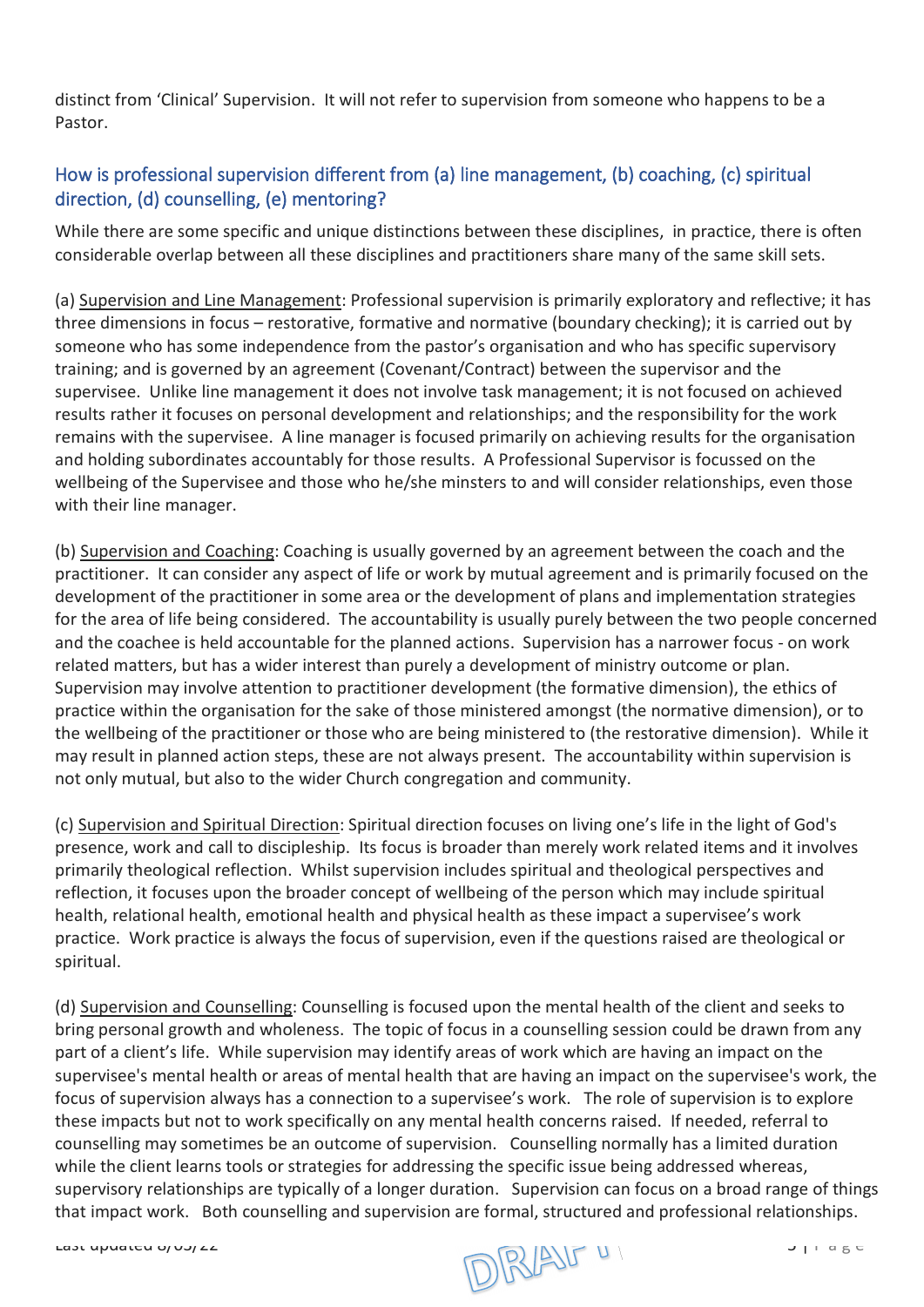distinct from 'Clinical' Supervision. It will not refer to supervision from someone who happens to be a Pastor.

## How is professional supervision different from (a) line management, (b) coaching, (c) spiritual direction, (d) counselling, (e) mentoring?

While there are some specific and unique distinctions between these disciplines, in practice, there is often considerable overlap between all these disciplines and practitioners share many of the same skill sets.

(a) Supervision and Line Management: Professional supervision is primarily exploratory and reflective; it has three dimensions in focus – restorative, formative and normative (boundary checking); it is carried out by someone who has some independence from the pastor's organisation and who has specific supervisory training; and is governed by an agreement (Covenant/Contract) between the supervisor and the supervisee. Unlike line management it does not involve task management; it is not focused on achieved results rather it focuses on personal development and relationships; and the responsibility for the work remains with the supervisee. A line manager is focused primarily on achieving results for the organisation and holding subordinates accountably for those results. A Professional Supervisor is focussed on the wellbeing of the Supervisee and those who he/she minsters to and will consider relationships, even those with their line manager.

(b) Supervision and Coaching: Coaching is usually governed by an agreement between the coach and the practitioner. It can consider any aspect of life or work by mutual agreement and is primarily focused on the development of the practitioner in some area or the development of plans and implementation strategies for the area of life being considered. The accountability is usually purely between the two people concerned and the coachee is held accountable for the planned actions. Supervision has a narrower focus - on work related matters, but has a wider interest than purely a development of ministry outcome or plan. Supervision may involve attention to practitioner development (the formative dimension), the ethics of practice within the organisation for the sake of those ministered amongst (the normative dimension), or to the wellbeing of the practitioner or those who are being ministered to (the restorative dimension). While it may result in planned action steps, these are not always present. The accountability within supervision is not only mutual, but also to the wider Church congregation and community.

(c) Supervision and Spiritual Direction: Spiritual direction focuses on living one's life in the light of God's presence, work and call to discipleship. Its focus is broader than merely work related items and it involves primarily theological reflection. Whilst supervision includes spiritual and theological perspectives and reflection, it focuses upon the broader concept of wellbeing of the person which may include spiritual health, relational health, emotional health and physical health as these impact a supervisee's work practice. Work practice is always the focus of supervision, even if the questions raised are theological or spiritual.

(d) Supervision and Counselling: Counselling is focused upon the mental health of the client and seeks to bring personal growth and wholeness. The topic of focus in a counselling session could be drawn from any part of a client's life. While supervision may identify areas of work which are having an impact on the supervisee's mental health or areas of mental health that are having an impact on the supervisee's work, the focus of supervision always has a connection to a supervisee's work. The role of supervision is to explore these impacts but not to work specifically on any mental health concerns raised. If needed, referral to counselling may sometimes be an outcome of supervision. Counselling normally has a limited duration while the client learns tools or strategies for addressing the specific issue being addressed whereas, supervisory relationships are typically of a longer duration. Supervision can focus on a broad range of things that impact work. Both counselling and supervision are formal, structured and professional relationships.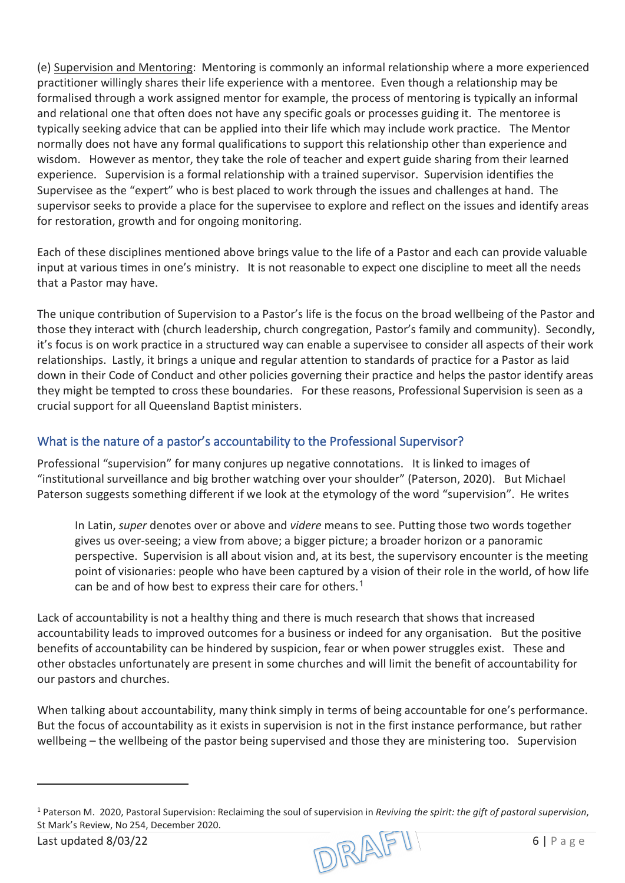(e) Supervision and Mentoring: Mentoring is commonly an informal relationship where a more experienced practitioner willingly shares their life experience with a mentoree. Even though a relationship may be formalised through a work assigned mentor for example, the process of mentoring is typically an informal and relational one that often does not have any specific goals or processes guiding it. The mentoree is typically seeking advice that can be applied into their life which may include work practice. The Mentor normally does not have any formal qualifications to support this relationship other than experience and wisdom. However as mentor, they take the role of teacher and expert guide sharing from their learned experience. Supervision is a formal relationship with a trained supervisor. Supervision identifies the Supervisee as the "expert" who is best placed to work through the issues and challenges at hand. The supervisor seeks to provide a place for the supervisee to explore and reflect on the issues and identify areas for restoration, growth and for ongoing monitoring.

Each of these disciplines mentioned above brings value to the life of a Pastor and each can provide valuable input at various times in one's ministry. It is not reasonable to expect one discipline to meet all the needs that a Pastor may have.

The unique contribution of Supervision to a Pastor's life is the focus on the broad wellbeing of the Pastor and those they interact with (church leadership, church congregation, Pastor's family and community). Secondly, it's focus is on work practice in a structured way can enable a supervisee to consider all aspects of their work relationships. Lastly, it brings a unique and regular attention to standards of practice for a Pastor as laid down in their Code of Conduct and other policies governing their practice and helps the pastor identify areas they might be tempted to cross these boundaries. For these reasons, Professional Supervision is seen as a crucial support for all Queensland Baptist ministers.

## What is the nature of a pastor's accountability to the Professional Supervisor?

Professional "supervision" for many conjures up negative connotations. It is linked to images of "institutional surveillance and big brother watching over your shoulder" (Paterson, 2020). But Michael Paterson suggests something different if we look at the etymology of the word "supervision". He writes

> In Latin, *super* denotes over or above and *videre* means to see. Putting those two words together gives us over-seeing; a view from above; a bigger picture; a broader horizon or a panoramic perspective. Supervision is all about vision and, at its best, the supervisory encounter is the meeting point of visionaries: people who have been captured by a vision of their role in the world, of how life can be and of how best to express their care for others.[1]

Lack of accountability is not a healthy thing and there is much research that shows that increased accountability leads to improved outcomes for a business or indeed for any organisation. But the positive benefits of accountability can be hindered by suspicion, fear or when power struggles exist. These and other obstacles unfortunately are present in some churches and will limit the benefit of accountability for our pastors and churches.

When talking about accountability, many think simply in terms of being accountable for one's performance. But the focus of accountability as it exists in supervision is not in the first instance performance, but rather wellbeing – the wellbeing of the pastor being supervised and those they are ministering too. Supervision

---

[1] Paterson M. 2020, Pastoral Supervision: Reclaiming the soul of supervision in *Reviving the spirit: the gift of pastoral supervision*, St Mark's Review, No 254, December 2020.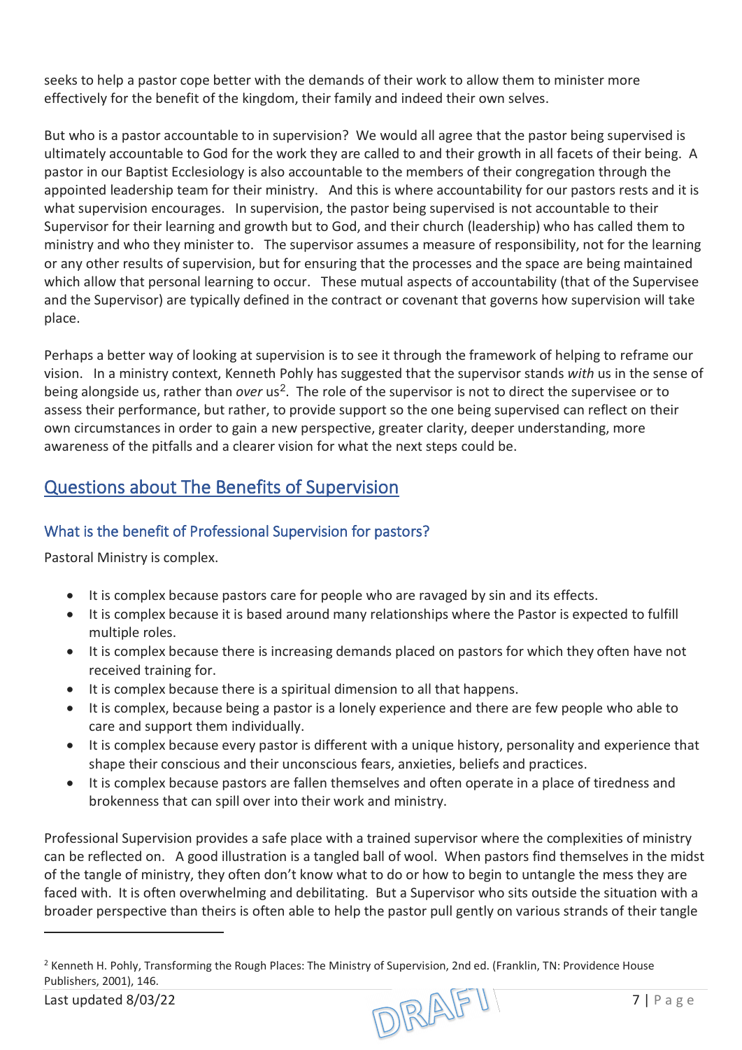seeks to help a pastor cope better with the demands of their work to allow them to minister more effectively for the benefit of the kingdom, their family and indeed their own selves.

But who is a pastor accountable to in supervision? We would all agree that the pastor being supervised is ultimately accountable to God for the work they are called to and their growth in all facets of their being. A pastor in our Baptist Ecclesiology is also accountable to the members of their congregation through the appointed leadership team for their ministry. And this is where accountability for our pastors rests and it is what supervision encourages. In supervision, the pastor being supervised is not accountable to their Supervisor for their learning and growth but to God, and their church (leadership) who has called them to ministry and who they minister to. The supervisor assumes a measure of responsibility, not for the learning or any other results of supervision, but for ensuring that the processes and the space are being maintained which allow that personal learning to occur. These mutual aspects of accountability (that of the Supervisee and the Supervisor) are typically defined in the contract or covenant that governs how supervision will take place.

Perhaps a better way of looking at supervision is to see it through the framework of helping to reframe our vision. In a ministry context, Kenneth Pohly has suggested that the supervisor stands *with* us in the sense of being alongside us, rather than *over* us[2]. The role of the supervisor is not to direct the supervisee or to assess their performance, but rather, to provide support so the one being supervised can reflect on their own circumstances in order to gain a new perspective, greater clarity, deeper understanding, more awareness of the pitfalls and a clearer vision for what the next steps could be.

## Questions about The Benefits of Supervision

### What is the benefit of Professional Supervision for pastors?

Pastoral Ministry is complex.

- It is complex because pastors care for people who are ravaged by sin and its effects.
- It is complex because it is based around many relationships where the Pastor is expected to fulfill multiple roles.
- It is complex because there is increasing demands placed on pastors for which they often have not received training for.
- It is complex because there is a spiritual dimension to all that happens.
- It is complex, because being a pastor is a lonely experience and there are few people who able to care and support them individually.
- It is complex because every pastor is different with a unique history, personality and experience that shape their conscious and their unconscious fears, anxieties, beliefs and practices.
- It is complex because pastors are fallen themselves and often operate in a place of tiredness and brokenness that can spill over into their work and ministry.

Professional Supervision provides a safe place with a trained supervisor where the complexities of ministry can be reflected on. A good illustration is a tangled ball of wool. When pastors find themselves in the midst of the tangle of ministry, they often don't know what to do or how to begin to untangle the mess they are faced with. It is often overwhelming and debilitating. But a Supervisor who sits outside the situation with a broader perspective than theirs is often able to help the pastor pull gently on various strands of their tangle

---

[2] Kenneth H. Pohly, Transforming the Rough Places: The Ministry of Supervision, 2nd ed. (Franklin, TN: Providence House Publishers, 2001), 146.

Last updated 8/03/22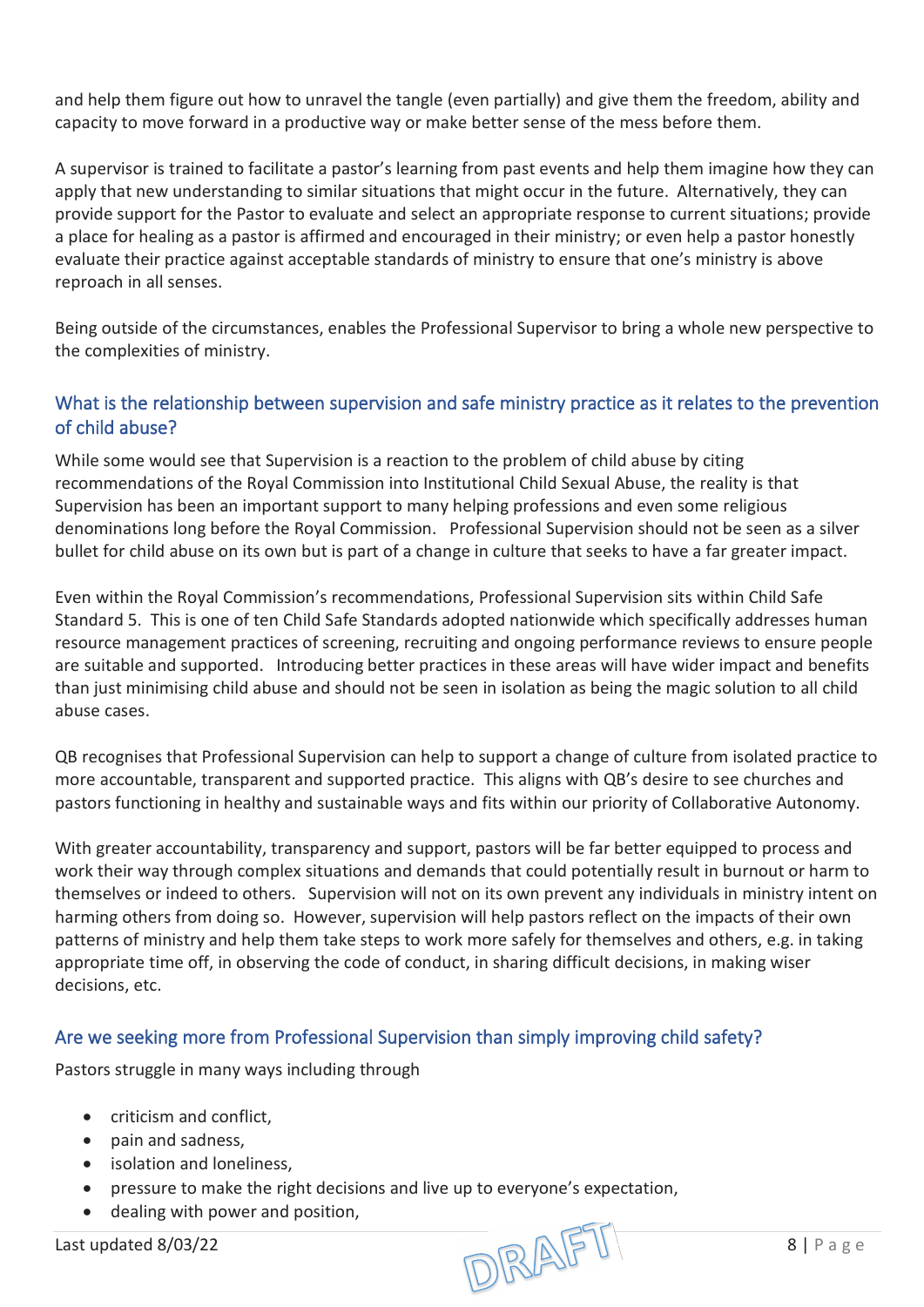and help them figure out how to unravel the tangle (even partially) and give them the freedom, ability and capacity to move forward in a productive way or make better sense of the mess before them.

A supervisor is trained to facilitate a pastor's learning from past events and help them imagine how they can apply that new understanding to similar situations that might occur in the future. Alternatively, they can provide support for the Pastor to evaluate and select an appropriate response to current situations; provide a place for healing as a pastor is affirmed and encouraged in their ministry; or even help a pastor honestly evaluate their practice against acceptable standards of ministry to ensure that one's ministry is above reproach in all senses.

Being outside of the circumstances, enables the Professional Supervisor to bring a whole new perspective to the complexities of ministry.

## What is the relationship between supervision and safe ministry practice as it relates to the prevention of child abuse?

While some would see that Supervision is a reaction to the problem of child abuse by citing recommendations of the Royal Commission into Institutional Child Sexual Abuse, the reality is that Supervision has been an important support to many helping professions and even some religious denominations long before the Royal Commission. Professional Supervision should not be seen as a silver bullet for child abuse on its own but is part of a change in culture that seeks to have a far greater impact.

Even within the Royal Commission's recommendations, Professional Supervision sits within Child Safe Standard 5. This is one of ten Child Safe Standards adopted nationwide which specifically addresses human resource management practices of screening, recruiting and ongoing performance reviews to ensure people are suitable and supported. Introducing better practices in these areas will have wider impact and benefits than just minimising child abuse and should not be seen in isolation as being the magic solution to all child abuse cases.

QB recognises that Professional Supervision can help to support a change of culture from isolated practice to more accountable, transparent and supported practice. This aligns with QB's desire to see churches and pastors functioning in healthy and sustainable ways and fits within our priority of Collaborative Autonomy.

With greater accountability, transparency and support, pastors will be far better equipped to process and work their way through complex situations and demands that could potentially result in burnout or harm to themselves or indeed to others. Supervision will not on its own prevent any individuals in ministry intent on harming others from doing so. However, supervision will help pastors reflect on the impacts of their own patterns of ministry and help them take steps to work more safely for themselves and others, e.g. in taking appropriate time off, in observing the code of conduct, in sharing difficult decisions, in making wiser decisions, etc.

## Are we seeking more from Professional Supervision than simply improving child safety?

Pastors struggle in many ways including through

- criticism and conflict,
- pain and sadness,
- isolation and loneliness,
- pressure to make the right decisions and live up to everyone's expectation,
- dealing with power and position,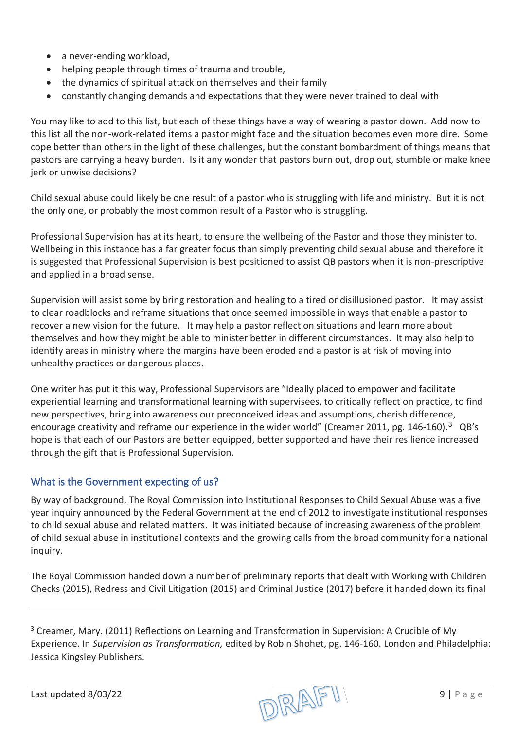- a never-ending workload,
- helping people through times of trauma and trouble,
- the dynamics of spiritual attack on themselves and their family
- constantly changing demands and expectations that they were never trained to deal with

You may like to add to this list, but each of these things have a way of wearing a pastor down. Add now to this list all the non-work-related items a pastor might face and the situation becomes even more dire. Some cope better than others in the light of these challenges, but the constant bombardment of things means that pastors are carrying a heavy burden. Is it any wonder that pastors burn out, drop out, stumble or make knee jerk or unwise decisions?

Child sexual abuse could likely be one result of a pastor who is struggling with life and ministry. But it is not the only one, or probably the most common result of a Pastor who is struggling.

Professional Supervision has at its heart, to ensure the wellbeing of the Pastor and those they minister to. Wellbeing in this instance has a far greater focus than simply preventing child sexual abuse and therefore it is suggested that Professional Supervision is best positioned to assist QB pastors when it is non-prescriptive and applied in a broad sense.

Supervision will assist some by bring restoration and healing to a tired or disillusioned pastor. It may assist to clear roadblocks and reframe situations that once seemed impossible in ways that enable a pastor to recover a new vision for the future. It may help a pastor reflect on situations and learn more about themselves and how they might be able to minister better in different circumstances. It may also help to identify areas in ministry where the margins have been eroded and a pastor is at risk of moving into unhealthy practices or dangerous places.

One writer has put it this way, Professional Supervisors are "Ideally placed to empower and facilitate experiential learning and transformational learning with supervisees, to critically reflect on practice, to find new perspectives, bring into awareness our preconceived ideas and assumptions, cherish difference, encourage creativity and reframe our experience in the wider world" (Creamer 2011, pg. 146-160).[3] QB's hope is that each of our Pastors are better equipped, better supported and have their resilience increased through the gift that is Professional Supervision.

## What is the Government expecting of us?

By way of background, The Royal Commission into Institutional Responses to Child Sexual Abuse was a five year inquiry announced by the Federal Government at the end of 2012 to investigate institutional responses to child sexual abuse and related matters. It was initiated because of increasing awareness of the problem of child sexual abuse in institutional contexts and the growing calls from the broad community for a national inquiry.

The Royal Commission handed down a number of preliminary reports that dealt with Working with Children Checks (2015), Redress and Civil Litigation (2015) and Criminal Justice (2017) before it handed down its final

---

[3] Creamer, Mary. (2011) Reflections on Learning and Transformation in Supervision: A Crucible of My Experience. In *Supervision as Transformation,* edited by Robin Shohet, pg. 146-160. London and Philadelphia: Jessica Kingsley Publishers.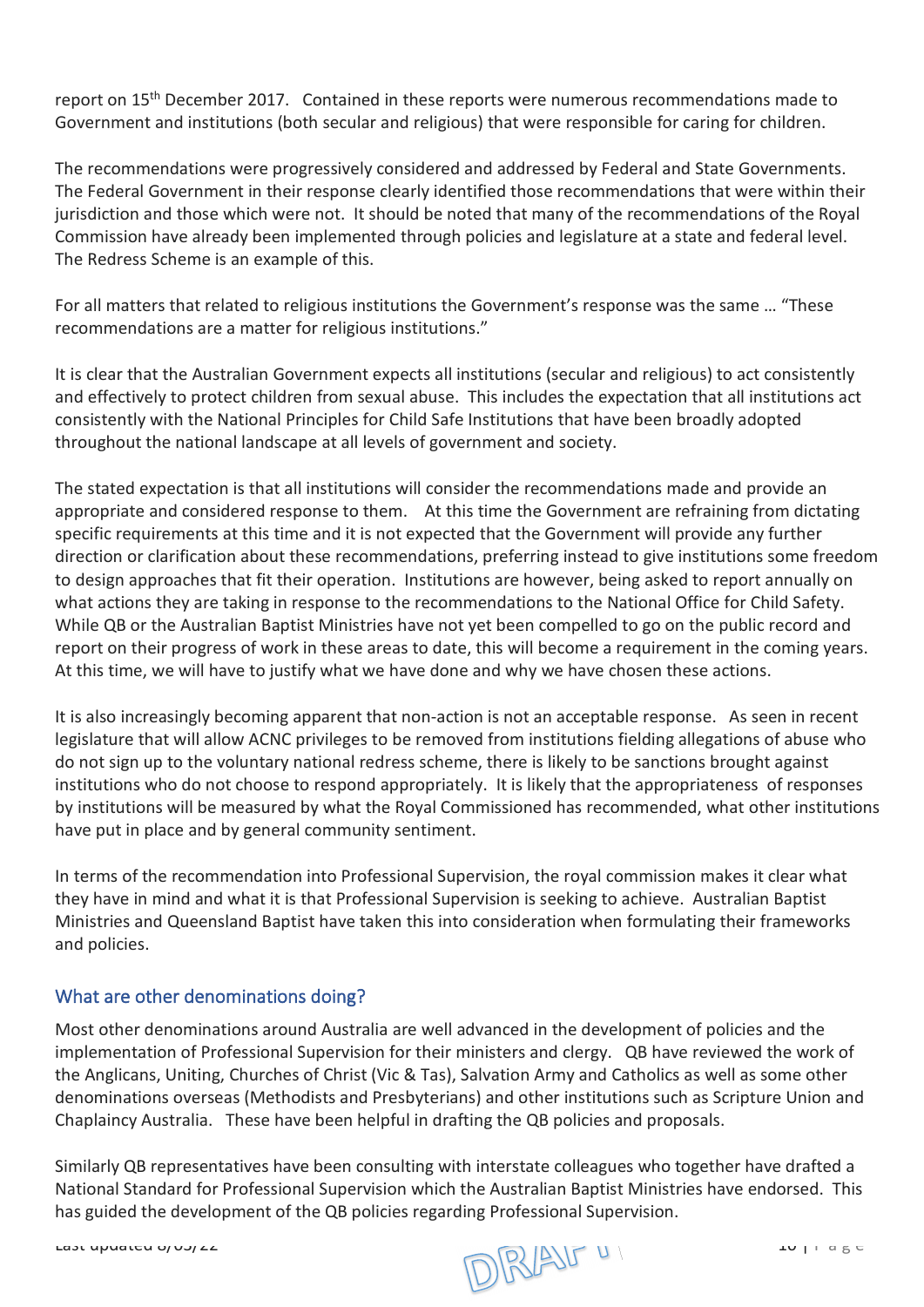report on 15th December 2017. Contained in these reports were numerous recommendations made to Government and institutions (both secular and religious) that were responsible for caring for children.

The recommendations were progressively considered and addressed by Federal and State Governments. The Federal Government in their response clearly identified those recommendations that were within their jurisdiction and those which were not. It should be noted that many of the recommendations of the Royal Commission have already been implemented through policies and legislature at a state and federal level. The Redress Scheme is an example of this.

For all matters that related to religious institutions the Government's response was the same … "These recommendations are a matter for religious institutions."

It is clear that the Australian Government expects all institutions (secular and religious) to act consistently and effectively to protect children from sexual abuse. This includes the expectation that all institutions act consistently with the National Principles for Child Safe Institutions that have been broadly adopted throughout the national landscape at all levels of government and society.

The stated expectation is that all institutions will consider the recommendations made and provide an appropriate and considered response to them. At this time the Government are refraining from dictating specific requirements at this time and it is not expected that the Government will provide any further direction or clarification about these recommendations, preferring instead to give institutions some freedom to design approaches that fit their operation. Institutions are however, being asked to report annually on what actions they are taking in response to the recommendations to the National Office for Child Safety. While QB or the Australian Baptist Ministries have not yet been compelled to go on the public record and report on their progress of work in these areas to date, this will become a requirement in the coming years. At this time, we will have to justify what we have done and why we have chosen these actions.

It is also increasingly becoming apparent that non-action is not an acceptable response. As seen in recent legislature that will allow ACNC privileges to be removed from institutions fielding allegations of abuse who do not sign up to the voluntary national redress scheme, there is likely to be sanctions brought against institutions who do not choose to respond appropriately. It is likely that the appropriateness of responses by institutions will be measured by what the Royal Commissioned has recommended, what other institutions have put in place and by general community sentiment.

In terms of the recommendation into Professional Supervision, the royal commission makes it clear what they have in mind and what it is that Professional Supervision is seeking to achieve. Australian Baptist Ministries and Queensland Baptist have taken this into consideration when formulating their frameworks and policies.

## What are other denominations doing?

Most other denominations around Australia are well advanced in the development of policies and the implementation of Professional Supervision for their ministers and clergy. QB have reviewed the work of the Anglicans, Uniting, Churches of Christ (Vic & Tas), Salvation Army and Catholics as well as some other denominations overseas (Methodists and Presbyterians) and other institutions such as Scripture Union and Chaplaincy Australia. These have been helpful in drafting the QB policies and proposals.

Similarly QB representatives have been consulting with interstate colleagues who together have drafted a National Standard for Professional Supervision which the Australian Baptist Ministries have endorsed. This has guided the development of the QB policies regarding Professional Supervision.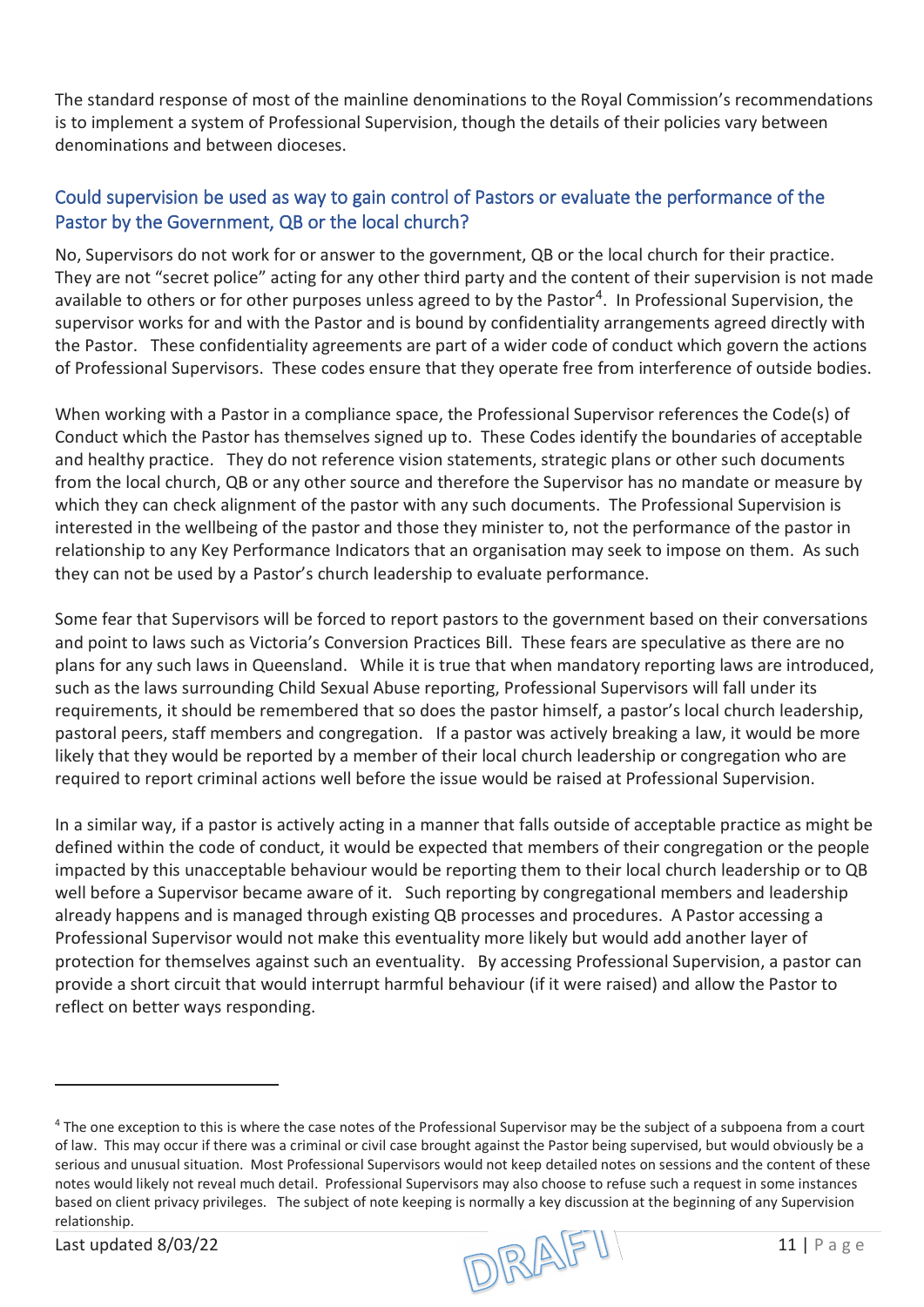The standard response of most of the mainline denominations to the Royal Commission's recommendations is to implement a system of Professional Supervision, though the details of their policies vary between denominations and between dioceses.

## Could supervision be used as way to gain control of Pastors or evaluate the performance of the Pastor by the Government, QB or the local church?

No, Supervisors do not work for or answer to the government, QB or the local church for their practice. They are not "secret police" acting for any other third party and the content of their supervision is not made available to others or for other purposes unless agreed to by the Pastor[4]. In Professional Supervision, the supervisor works for and with the Pastor and is bound by confidentiality arrangements agreed directly with the Pastor. These confidentiality agreements are part of a wider code of conduct which govern the actions of Professional Supervisors. These codes ensure that they operate free from interference of outside bodies.

When working with a Pastor in a compliance space, the Professional Supervisor references the Code(s) of Conduct which the Pastor has themselves signed up to. These Codes identify the boundaries of acceptable and healthy practice. They do not reference vision statements, strategic plans or other such documents from the local church, QB or any other source and therefore the Supervisor has no mandate or measure by which they can check alignment of the pastor with any such documents. The Professional Supervision is interested in the wellbeing of the pastor and those they minister to, not the performance of the pastor in relationship to any Key Performance Indicators that an organisation may seek to impose on them. As such they can not be used by a Pastor's church leadership to evaluate performance.

Some fear that Supervisors will be forced to report pastors to the government based on their conversations and point to laws such as Victoria's Conversion Practices Bill. These fears are speculative as there are no plans for any such laws in Queensland. While it is true that when mandatory reporting laws are introduced, such as the laws surrounding Child Sexual Abuse reporting, Professional Supervisors will fall under its requirements, it should be remembered that so does the pastor himself, a pastor's local church leadership, pastoral peers, staff members and congregation. If a pastor was actively breaking a law, it would be more likely that they would be reported by a member of their local church leadership or congregation who are required to report criminal actions well before the issue would be raised at Professional Supervision.

In a similar way, if a pastor is actively acting in a manner that falls outside of acceptable practice as might be defined within the code of conduct, it would be expected that members of their congregation or the people impacted by this unacceptable behaviour would be reporting them to their local church leadership or to QB well before a Supervisor became aware of it. Such reporting by congregational members and leadership already happens and is managed through existing QB processes and procedures. A Pastor accessing a Professional Supervisor would not make this eventuality more likely but would add another layer of protection for themselves against such an eventuality. By accessing Professional Supervision, a pastor can provide a short circuit that would interrupt harmful behaviour (if it were raised) and allow the Pastor to reflect on better ways responding.

---

[4] The one exception to this is where the case notes of the Professional Supervisor may be the subject of a subpoena from a court of law. This may occur if there was a criminal or civil case brought against the Pastor being supervised, but would obviously be a serious and unusual situation. Most Professional Supervisors would not keep detailed notes on sessions and the content of these notes would likely not reveal much detail. Professional Supervisors may also choose to refuse such a request in some instances based on client privacy privileges. The subject of note keeping is normally a key discussion at the beginning of any Supervision relationship.

Last updated 8/03/22

DRAFT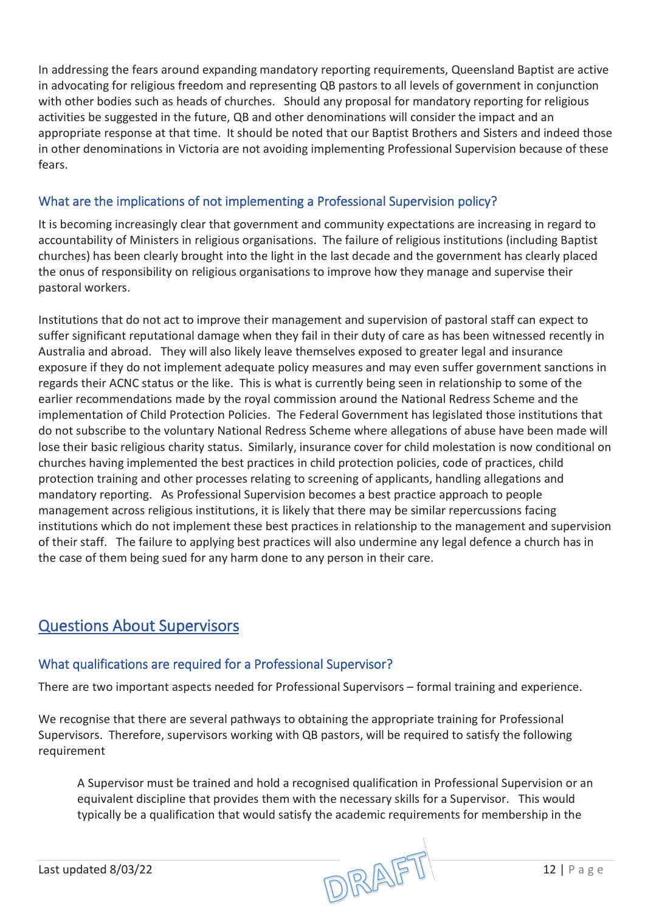In addressing the fears around expanding mandatory reporting requirements, Queensland Baptist are active in advocating for religious freedom and representing QB pastors to all levels of government in conjunction with other bodies such as heads of churches. Should any proposal for mandatory reporting for religious activities be suggested in the future, QB and other denominations will consider the impact and an appropriate response at that time. It should be noted that our Baptist Brothers and Sisters and indeed those in other denominations in Victoria are not avoiding implementing Professional Supervision because of these fears.

### What are the implications of not implementing a Professional Supervision policy?

It is becoming increasingly clear that government and community expectations are increasing in regard to accountability of Ministers in religious organisations. The failure of religious institutions (including Baptist churches) has been clearly brought into the light in the last decade and the government has clearly placed the onus of responsibility on religious organisations to improve how they manage and supervise their pastoral workers.

Institutions that do not act to improve their management and supervision of pastoral staff can expect to suffer significant reputational damage when they fail in their duty of care as has been witnessed recently in Australia and abroad. They will also likely leave themselves exposed to greater legal and insurance exposure if they do not implement adequate policy measures and may even suffer government sanctions in regards their ACNC status or the like. This is what is currently being seen in relationship to some of the earlier recommendations made by the royal commission around the National Redress Scheme and the implementation of Child Protection Policies. The Federal Government has legislated those institutions that do not subscribe to the voluntary National Redress Scheme where allegations of abuse have been made will lose their basic religious charity status. Similarly, insurance cover for child molestation is now conditional on churches having implemented the best practices in child protection policies, code of practices, child protection training and other processes relating to screening of applicants, handling allegations and mandatory reporting. As Professional Supervision becomes a best practice approach to people management across religious institutions, it is likely that there may be similar repercussions facing institutions which do not implement these best practices in relationship to the management and supervision of their staff. The failure to applying best practices will also undermine any legal defence a church has in the case of them being sued for any harm done to any person in their care.

## Questions About Supervisors

### What qualifications are required for a Professional Supervisor?

There are two important aspects needed for Professional Supervisors – formal training and experience.

We recognise that there are several pathways to obtaining the appropriate training for Professional Supervisors. Therefore, supervisors working with QB pastors, will be required to satisfy the following requirement

> A Supervisor must be trained and hold a recognised qualification in Professional Supervision or an equivalent discipline that provides them with the necessary skills for a Supervisor. This would typically be a qualification that would satisfy the academic requirements for membership in the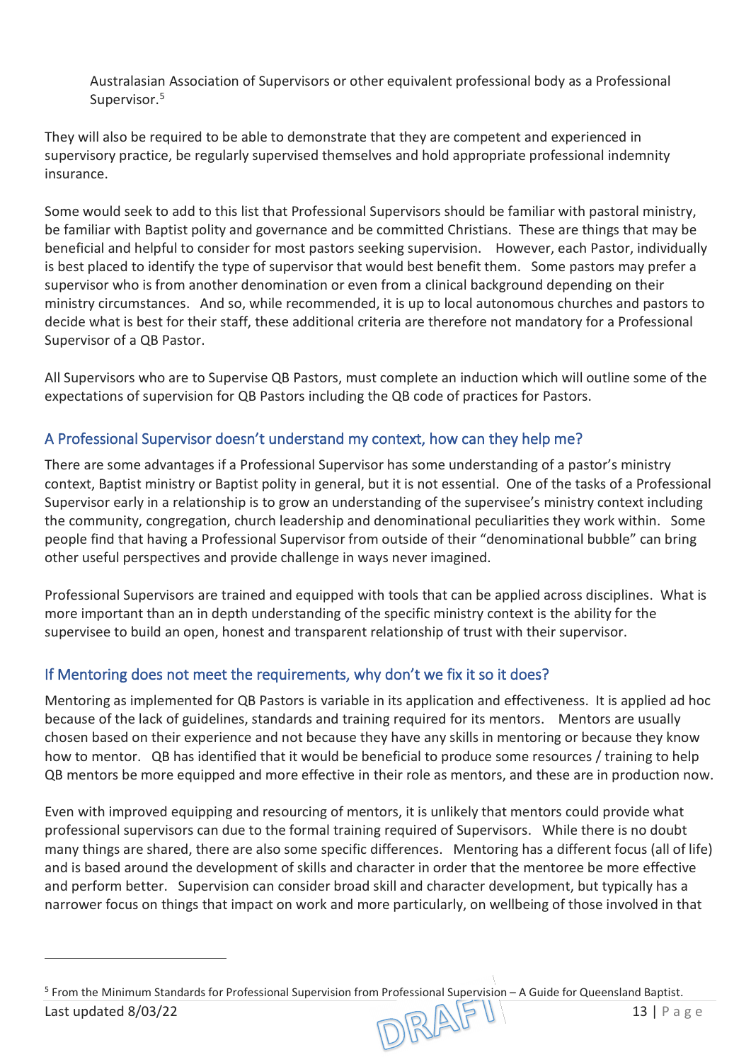Australasian Association of Supervisors or other equivalent professional body as a Professional Supervisor.[5]

They will also be required to be able to demonstrate that they are competent and experienced in supervisory practice, be regularly supervised themselves and hold appropriate professional indemnity insurance.

Some would seek to add to this list that Professional Supervisors should be familiar with pastoral ministry, be familiar with Baptist polity and governance and be committed Christians. These are things that may be beneficial and helpful to consider for most pastors seeking supervision. However, each Pastor, individually is best placed to identify the type of supervisor that would best benefit them. Some pastors may prefer a supervisor who is from another denomination or even from a clinical background depending on their ministry circumstances. And so, while recommended, it is up to local autonomous churches and pastors to decide what is best for their staff, these additional criteria are therefore not mandatory for a Professional Supervisor of a QB Pastor.

All Supervisors who are to Supervise QB Pastors, must complete an induction which will outline some of the expectations of supervision for QB Pastors including the QB code of practices for Pastors.

## A Professional Supervisor doesn't understand my context, how can they help me?

There are some advantages if a Professional Supervisor has some understanding of a pastor's ministry context, Baptist ministry or Baptist polity in general, but it is not essential. One of the tasks of a Professional Supervisor early in a relationship is to grow an understanding of the supervisee's ministry context including the community, congregation, church leadership and denominational peculiarities they work within. Some people find that having a Professional Supervisor from outside of their "denominational bubble" can bring other useful perspectives and provide challenge in ways never imagined.

Professional Supervisors are trained and equipped with tools that can be applied across disciplines. What is more important than an in depth understanding of the specific ministry context is the ability for the supervisee to build an open, honest and transparent relationship of trust with their supervisor.

## If Mentoring does not meet the requirements, why don't we fix it so it does?

Mentoring as implemented for QB Pastors is variable in its application and effectiveness. It is applied ad hoc because of the lack of guidelines, standards and training required for its mentors. Mentors are usually chosen based on their experience and not because they have any skills in mentoring or because they know how to mentor. QB has identified that it would be beneficial to produce some resources / training to help QB mentors be more equipped and more effective in their role as mentors, and these are in production now.

Even with improved equipping and resourcing of mentors, it is unlikely that mentors could provide what professional supervisors can due to the formal training required of Supervisors. While there is no doubt many things are shared, there are also some specific differences. Mentoring has a different focus (all of life) and is based around the development of skills and character in order that the mentoree be more effective and perform better. Supervision can consider broad skill and character development, but typically has a narrower focus on things that impact on work and more particularly, on wellbeing of those involved in that

[5] From the Minimum Standards for Professional Supervision from Professional Supervision – A Guide for Queensland Baptist.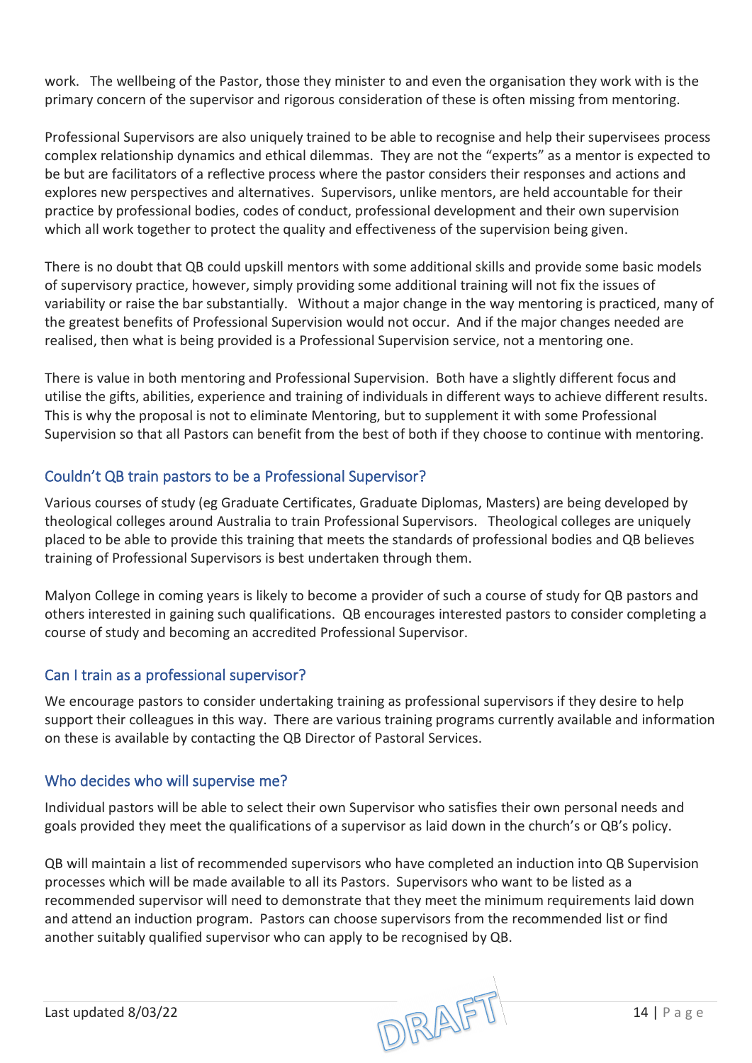work. The wellbeing of the Pastor, those they minister to and even the organisation they work with is the primary concern of the supervisor and rigorous consideration of these is often missing from mentoring.

Professional Supervisors are also uniquely trained to be able to recognise and help their supervisees process complex relationship dynamics and ethical dilemmas. They are not the "experts" as a mentor is expected to be but are facilitators of a reflective process where the pastor considers their responses and actions and explores new perspectives and alternatives. Supervisors, unlike mentors, are held accountable for their practice by professional bodies, codes of conduct, professional development and their own supervision which all work together to protect the quality and effectiveness of the supervision being given.

There is no doubt that QB could upskill mentors with some additional skills and provide some basic models of supervisory practice, however, simply providing some additional training will not fix the issues of variability or raise the bar substantially. Without a major change in the way mentoring is practiced, many of the greatest benefits of Professional Supervision would not occur. And if the major changes needed are realised, then what is being provided is a Professional Supervision service, not a mentoring one.

There is value in both mentoring and Professional Supervision. Both have a slightly different focus and utilise the gifts, abilities, experience and training of individuals in different ways to achieve different results. This is why the proposal is not to eliminate Mentoring, but to supplement it with some Professional Supervision so that all Pastors can benefit from the best of both if they choose to continue with mentoring.

## Couldn't QB train pastors to be a Professional Supervisor?

Various courses of study (eg Graduate Certificates, Graduate Diplomas, Masters) are being developed by theological colleges around Australia to train Professional Supervisors. Theological colleges are uniquely placed to be able to provide this training that meets the standards of professional bodies and QB believes training of Professional Supervisors is best undertaken through them.

Malyon College in coming years is likely to become a provider of such a course of study for QB pastors and others interested in gaining such qualifications. QB encourages interested pastors to consider completing a course of study and becoming an accredited Professional Supervisor.

## Can I train as a professional supervisor?

We encourage pastors to consider undertaking training as professional supervisors if they desire to help support their colleagues in this way. There are various training programs currently available and information on these is available by contacting the QB Director of Pastoral Services.

## Who decides who will supervise me?

Individual pastors will be able to select their own Supervisor who satisfies their own personal needs and goals provided they meet the qualifications of a supervisor as laid down in the church's or QB's policy.

QB will maintain a list of recommended supervisors who have completed an induction into QB Supervision processes which will be made available to all its Pastors. Supervisors who want to be listed as a recommended supervisor will need to demonstrate that they meet the minimum requirements laid down and attend an induction program. Pastors can choose supervisors from the recommended list or find another suitably qualified supervisor who can apply to be recognised by QB.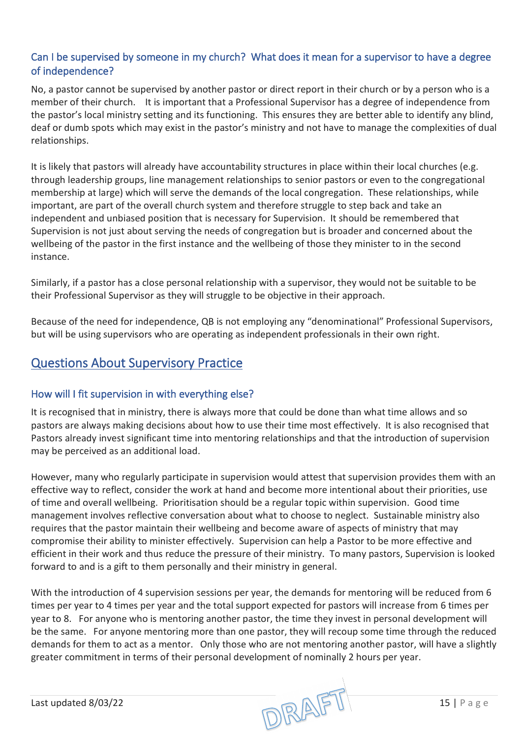### Can I be supervised by someone in my church? What does it mean for a supervisor to have a degree of independence?

No, a pastor cannot be supervised by another pastor or direct report in their church or by a person who is a member of their church. It is important that a Professional Supervisor has a degree of independence from the pastor's local ministry setting and its functioning. This ensures they are better able to identify any blind, deaf or dumb spots which may exist in the pastor's ministry and not have to manage the complexities of dual relationships.

It is likely that pastors will already have accountability structures in place within their local churches (e.g. through leadership groups, line management relationships to senior pastors or even to the congregational membership at large) which will serve the demands of the local congregation. These relationships, while important, are part of the overall church system and therefore struggle to step back and take an independent and unbiased position that is necessary for Supervision. It should be remembered that Supervision is not just about serving the needs of congregation but is broader and concerned about the wellbeing of the pastor in the first instance and the wellbeing of those they minister to in the second instance.

Similarly, if a pastor has a close personal relationship with a supervisor, they would not be suitable to be their Professional Supervisor as they will struggle to be objective in their approach.

Because of the need for independence, QB is not employing any "denominational" Professional Supervisors, but will be using supervisors who are operating as independent professionals in their own right.

## Questions About Supervisory Practice

### How will I fit supervision in with everything else?

It is recognised that in ministry, there is always more that could be done than what time allows and so pastors are always making decisions about how to use their time most effectively. It is also recognised that Pastors already invest significant time into mentoring relationships and that the introduction of supervision may be perceived as an additional load.

However, many who regularly participate in supervision would attest that supervision provides them with an effective way to reflect, consider the work at hand and become more intentional about their priorities, use of time and overall wellbeing. Prioritisation should be a regular topic within supervision. Good time management involves reflective conversation about what to choose to neglect. Sustainable ministry also requires that the pastor maintain their wellbeing and become aware of aspects of ministry that may compromise their ability to minister effectively. Supervision can help a Pastor to be more effective and efficient in their work and thus reduce the pressure of their ministry. To many pastors, Supervision is looked forward to and is a gift to them personally and their ministry in general.

With the introduction of 4 supervision sessions per year, the demands for mentoring will be reduced from 6 times per year to 4 times per year and the total support expected for pastors will increase from 6 times per year to 8. For anyone who is mentoring another pastor, the time they invest in personal development will be the same. For anyone mentoring more than one pastor, they will recoup some time through the reduced demands for them to act as a mentor. Only those who are not mentoring another pastor, will have a slightly greater commitment in terms of their personal development of nominally 2 hours per year.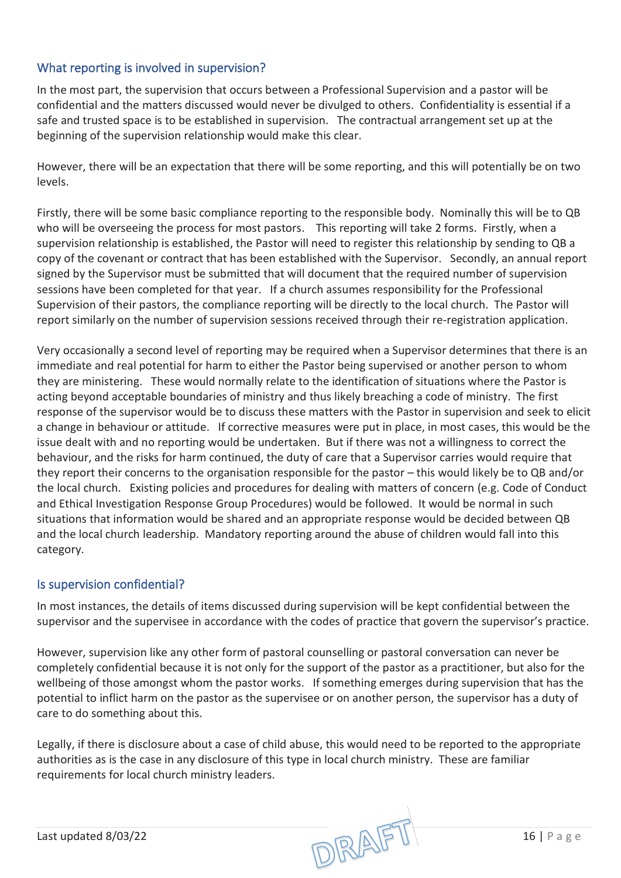## What reporting is involved in supervision?

In the most part, the supervision that occurs between a Professional Supervision and a pastor will be confidential and the matters discussed would never be divulged to others. Confidentiality is essential if a safe and trusted space is to be established in supervision. The contractual arrangement set up at the beginning of the supervision relationship would make this clear.

However, there will be an expectation that there will be some reporting, and this will potentially be on two levels.

Firstly, there will be some basic compliance reporting to the responsible body. Nominally this will be to QB who will be overseeing the process for most pastors. This reporting will take 2 forms. Firstly, when a supervision relationship is established, the Pastor will need to register this relationship by sending to QB a copy of the covenant or contract that has been established with the Supervisor. Secondly, an annual report signed by the Supervisor must be submitted that will document that the required number of supervision sessions have been completed for that year. If a church assumes responsibility for the Professional Supervision of their pastors, the compliance reporting will be directly to the local church. The Pastor will report similarly on the number of supervision sessions received through their re-registration application.

Very occasionally a second level of reporting may be required when a Supervisor determines that there is an immediate and real potential for harm to either the Pastor being supervised or another person to whom they are ministering. These would normally relate to the identification of situations where the Pastor is acting beyond acceptable boundaries of ministry and thus likely breaching a code of ministry. The first response of the supervisor would be to discuss these matters with the Pastor in supervision and seek to elicit a change in behaviour or attitude. If corrective measures were put in place, in most cases, this would be the issue dealt with and no reporting would be undertaken. But if there was not a willingness to correct the behaviour, and the risks for harm continued, the duty of care that a Supervisor carries would require that they report their concerns to the organisation responsible for the pastor – this would likely be to QB and/or the local church. Existing policies and procedures for dealing with matters of concern (e.g. Code of Conduct and Ethical Investigation Response Group Procedures) would be followed. It would be normal in such situations that information would be shared and an appropriate response would be decided between QB and the local church leadership. Mandatory reporting around the abuse of children would fall into this category.

## Is supervision confidential?

In most instances, the details of items discussed during supervision will be kept confidential between the supervisor and the supervisee in accordance with the codes of practice that govern the supervisor's practice.

However, supervision like any other form of pastoral counselling or pastoral conversation can never be completely confidential because it is not only for the support of the pastor as a practitioner, but also for the wellbeing of those amongst whom the pastor works. If something emerges during supervision that has the potential to inflict harm on the pastor as the supervisee or on another person, the supervisor has a duty of care to do something about this.

Legally, if there is disclosure about a case of child abuse, this would need to be reported to the appropriate authorities as is the case in any disclosure of this type in local church ministry. These are familiar requirements for local church ministry leaders.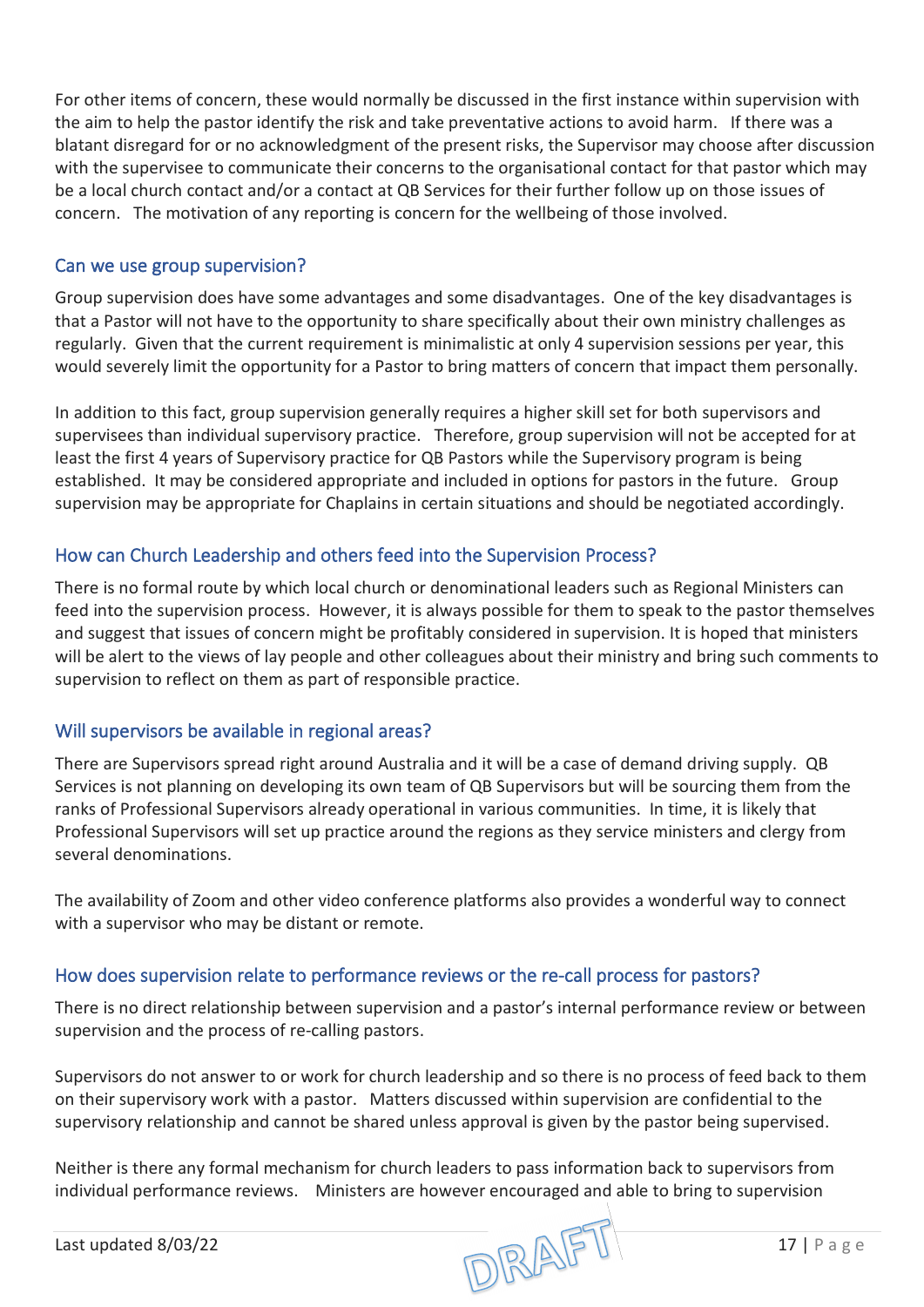For other items of concern, these would normally be discussed in the first instance within supervision with the aim to help the pastor identify the risk and take preventative actions to avoid harm. If there was a blatant disregard for or no acknowledgment of the present risks, the Supervisor may choose after discussion with the supervisee to communicate their concerns to the organisational contact for that pastor which may be a local church contact and/or a contact at QB Services for their further follow up on those issues of concern. The motivation of any reporting is concern for the wellbeing of those involved.

## Can we use group supervision?

Group supervision does have some advantages and some disadvantages. One of the key disadvantages is that a Pastor will not have to the opportunity to share specifically about their own ministry challenges as regularly. Given that the current requirement is minimalistic at only 4 supervision sessions per year, this would severely limit the opportunity for a Pastor to bring matters of concern that impact them personally.

In addition to this fact, group supervision generally requires a higher skill set for both supervisors and supervisees than individual supervisory practice. Therefore, group supervision will not be accepted for at least the first 4 years of Supervisory practice for QB Pastors while the Supervisory program is being established. It may be considered appropriate and included in options for pastors in the future. Group supervision may be appropriate for Chaplains in certain situations and should be negotiated accordingly.

## How can Church Leadership and others feed into the Supervision Process?

There is no formal route by which local church or denominational leaders such as Regional Ministers can feed into the supervision process. However, it is always possible for them to speak to the pastor themselves and suggest that issues of concern might be profitably considered in supervision. It is hoped that ministers will be alert to the views of lay people and other colleagues about their ministry and bring such comments to supervision to reflect on them as part of responsible practice.

## Will supervisors be available in regional areas?

There are Supervisors spread right around Australia and it will be a case of demand driving supply. QB Services is not planning on developing its own team of QB Supervisors but will be sourcing them from the ranks of Professional Supervisors already operational in various communities. In time, it is likely that Professional Supervisors will set up practice around the regions as they service ministers and clergy from several denominations.

The availability of Zoom and other video conference platforms also provides a wonderful way to connect with a supervisor who may be distant or remote.

## How does supervision relate to performance reviews or the re-call process for pastors?

There is no direct relationship between supervision and a pastor's internal performance review or between supervision and the process of re-calling pastors.

Supervisors do not answer to or work for church leadership and so there is no process of feed back to them on their supervisory work with a pastor. Matters discussed within supervision are confidential to the supervisory relationship and cannot be shared unless approval is given by the pastor being supervised.

Neither is there any formal mechanism for church leaders to pass information back to supervisors from individual performance reviews. Ministers are however encouraged and able to bring to supervision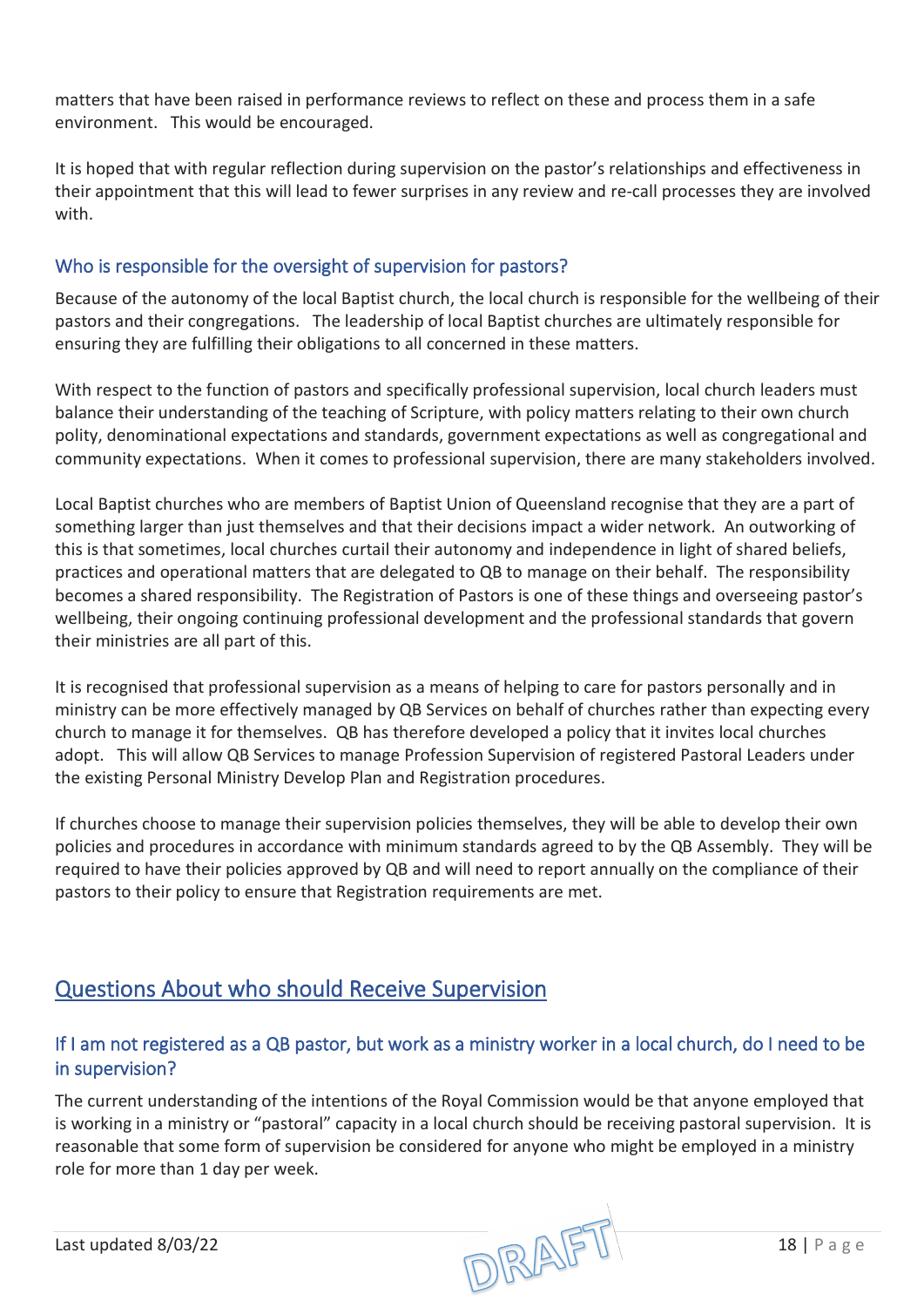matters that have been raised in performance reviews to reflect on these and process them in a safe environment. This would be encouraged.

It is hoped that with regular reflection during supervision on the pastor's relationships and effectiveness in their appointment that this will lead to fewer surprises in any review and re-call processes they are involved with.

### Who is responsible for the oversight of supervision for pastors?

Because of the autonomy of the local Baptist church, the local church is responsible for the wellbeing of their pastors and their congregations. The leadership of local Baptist churches are ultimately responsible for ensuring they are fulfilling their obligations to all concerned in these matters.

With respect to the function of pastors and specifically professional supervision, local church leaders must balance their understanding of the teaching of Scripture, with policy matters relating to their own church polity, denominational expectations and standards, government expectations as well as congregational and community expectations. When it comes to professional supervision, there are many stakeholders involved.

Local Baptist churches who are members of Baptist Union of Queensland recognise that they are a part of something larger than just themselves and that their decisions impact a wider network. An outworking of this is that sometimes, local churches curtail their autonomy and independence in light of shared beliefs, practices and operational matters that are delegated to QB to manage on their behalf. The responsibility becomes a shared responsibility. The Registration of Pastors is one of these things and overseeing pastor's wellbeing, their ongoing continuing professional development and the professional standards that govern their ministries are all part of this.

It is recognised that professional supervision as a means of helping to care for pastors personally and in ministry can be more effectively managed by QB Services on behalf of churches rather than expecting every church to manage it for themselves. QB has therefore developed a policy that it invites local churches adopt. This will allow QB Services to manage Profession Supervision of registered Pastoral Leaders under the existing Personal Ministry Develop Plan and Registration procedures.

If churches choose to manage their supervision policies themselves, they will be able to develop their own policies and procedures in accordance with minimum standards agreed to by the QB Assembly. They will be required to have their policies approved by QB and will need to report annually on the compliance of their pastors to their policy to ensure that Registration requirements are met.

## Questions About who should Receive Supervision

### If I am not registered as a QB pastor, but work as a ministry worker in a local church, do I need to be in supervision?

The current understanding of the intentions of the Royal Commission would be that anyone employed that is working in a ministry or "pastoral" capacity in a local church should be receiving pastoral supervision. It is reasonable that some form of supervision be considered for anyone who might be employed in a ministry role for more than 1 day per week.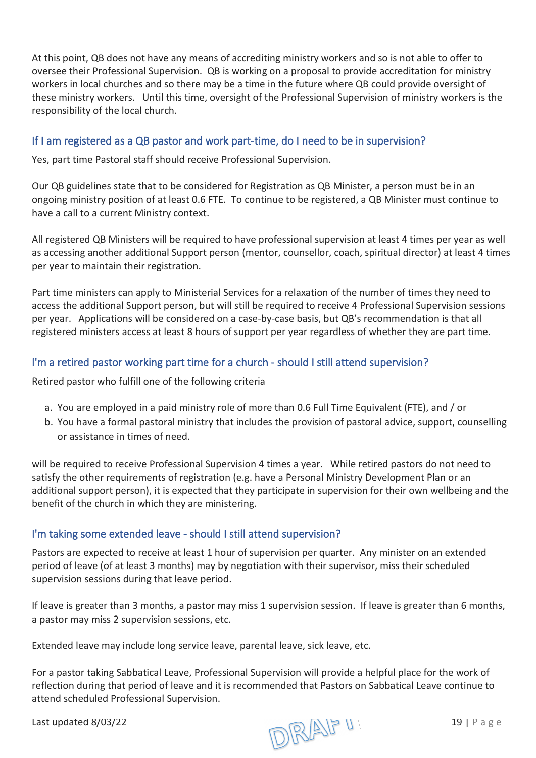At this point, QB does not have any means of accrediting ministry workers and so is not able to offer to oversee their Professional Supervision. QB is working on a proposal to provide accreditation for ministry workers in local churches and so there may be a time in the future where QB could provide oversight of these ministry workers. Until this time, oversight of the Professional Supervision of ministry workers is the responsibility of the local church.

### If I am registered as a QB pastor and work part-time, do I need to be in supervision?

Yes, part time Pastoral staff should receive Professional Supervision.

Our QB guidelines state that to be considered for Registration as QB Minister, a person must be in an ongoing ministry position of at least 0.6 FTE. To continue to be registered, a QB Minister must continue to have a call to a current Ministry context.

All registered QB Ministers will be required to have professional supervision at least 4 times per year as well as accessing another additional Support person (mentor, counsellor, coach, spiritual director) at least 4 times per year to maintain their registration.

Part time ministers can apply to Ministerial Services for a relaxation of the number of times they need to access the additional Support person, but will still be required to receive 4 Professional Supervision sessions per year. Applications will be considered on a case-by-case basis, but QB's recommendation is that all registered ministers access at least 8 hours of support per year regardless of whether they are part time.

### I'm a retired pastor working part time for a church - should I still attend supervision?

Retired pastor who fulfill one of the following criteria

a. You are employed in a paid ministry role of more than 0.6 Full Time Equivalent (FTE), and / or
b. You have a formal pastoral ministry that includes the provision of pastoral advice, support, counselling or assistance in times of need.

will be required to receive Professional Supervision 4 times a year. While retired pastors do not need to satisfy the other requirements of registration (e.g. have a Personal Ministry Development Plan or an additional support person), it is expected that they participate in supervision for their own wellbeing and the benefit of the church in which they are ministering.

### I'm taking some extended leave - should I still attend supervision?

Pastors are expected to receive at least 1 hour of supervision per quarter. Any minister on an extended period of leave (of at least 3 months) may by negotiation with their supervisor, miss their scheduled supervision sessions during that leave period.

If leave is greater than 3 months, a pastor may miss 1 supervision session. If leave is greater than 6 months, a pastor may miss 2 supervision sessions, etc.

Extended leave may include long service leave, parental leave, sick leave, etc.

For a pastor taking Sabbatical Leave, Professional Supervision will provide a helpful place for the work of reflection during that period of leave and it is recommended that Pastors on Sabbatical Leave continue to attend scheduled Professional Supervision.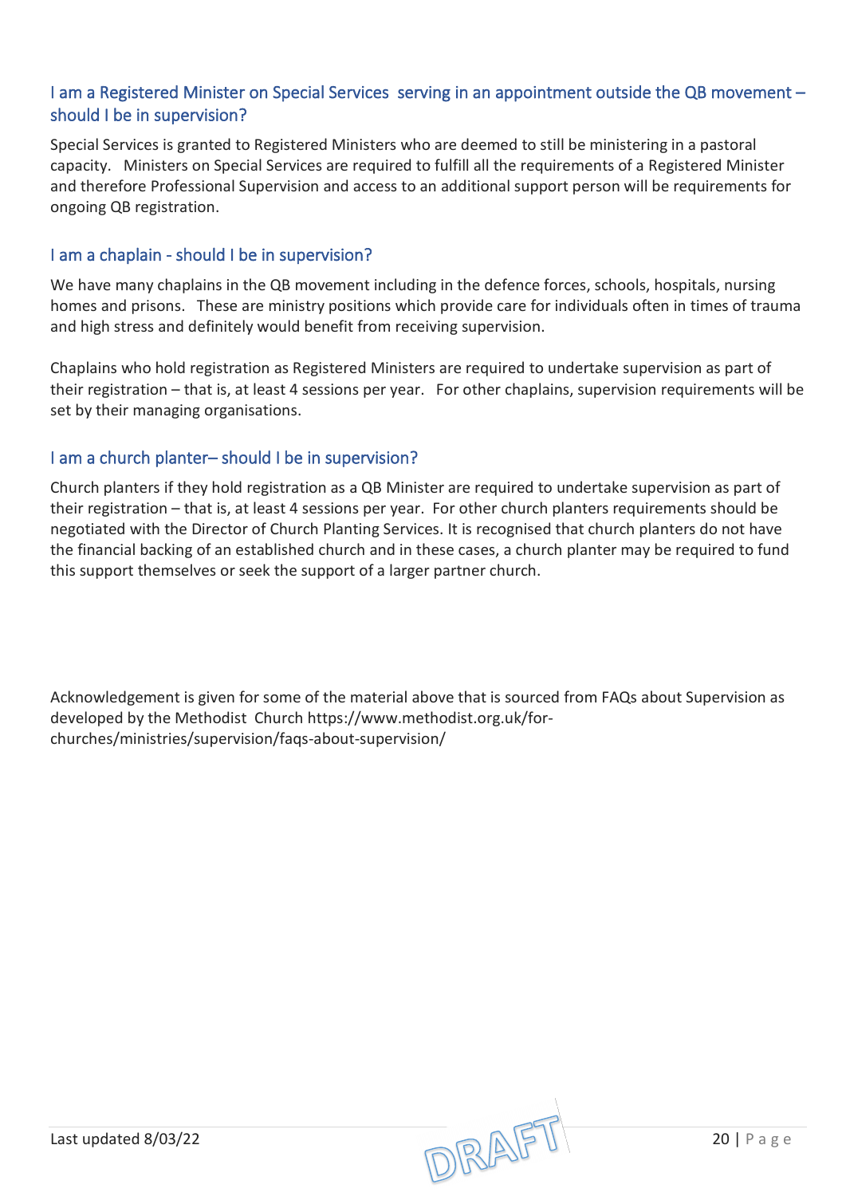### I am a Registered Minister on Special Services serving in an appointment outside the QB movement – should I be in supervision?

Special Services is granted to Registered Ministers who are deemed to still be ministering in a pastoral capacity. Ministers on Special Services are required to fulfill all the requirements of a Registered Minister and therefore Professional Supervision and access to an additional support person will be requirements for ongoing QB registration.

### I am a chaplain - should I be in supervision?

We have many chaplains in the QB movement including in the defence forces, schools, hospitals, nursing homes and prisons. These are ministry positions which provide care for individuals often in times of trauma and high stress and definitely would benefit from receiving supervision.

Chaplains who hold registration as Registered Ministers are required to undertake supervision as part of their registration – that is, at least 4 sessions per year. For other chaplains, supervision requirements will be set by their managing organisations.

### I am a church planter– should I be in supervision?

Church planters if they hold registration as a QB Minister are required to undertake supervision as part of their registration – that is, at least 4 sessions per year. For other church planters requirements should be negotiated with the Director of Church Planting Services. It is recognised that church planters do not have the financial backing of an established church and in these cases, a church planter may be required to fund this support themselves or seek the support of a larger partner church.

Acknowledgement is given for some of the material above that is sourced from FAQs about Supervision as developed by the Methodist Church https://www.methodist.org.uk/for-churches/ministries/supervision/faqs-about-supervision/